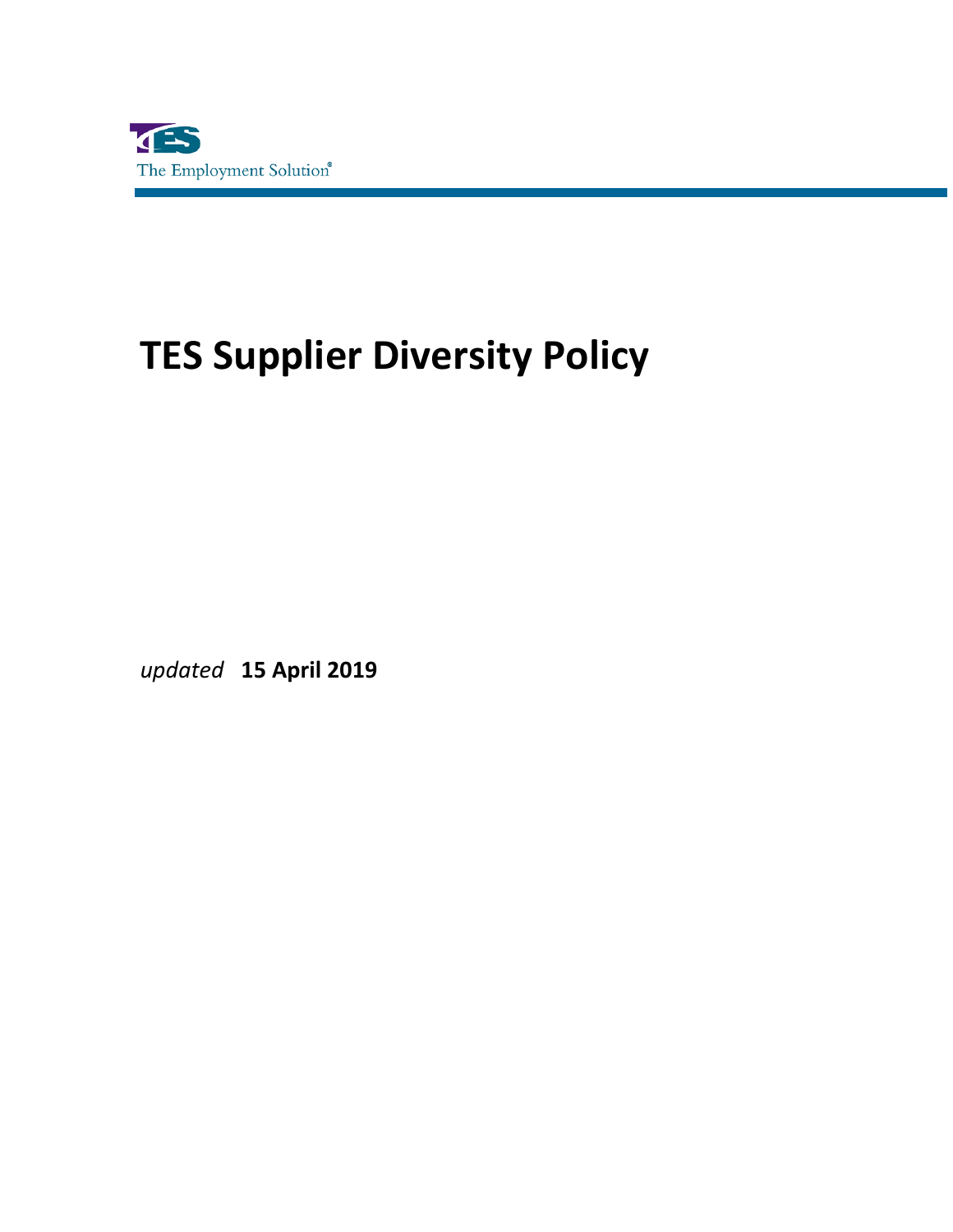TES
The Employment Solution®

# TES Supplier Diversity Policy

*updated* **15 April 2019**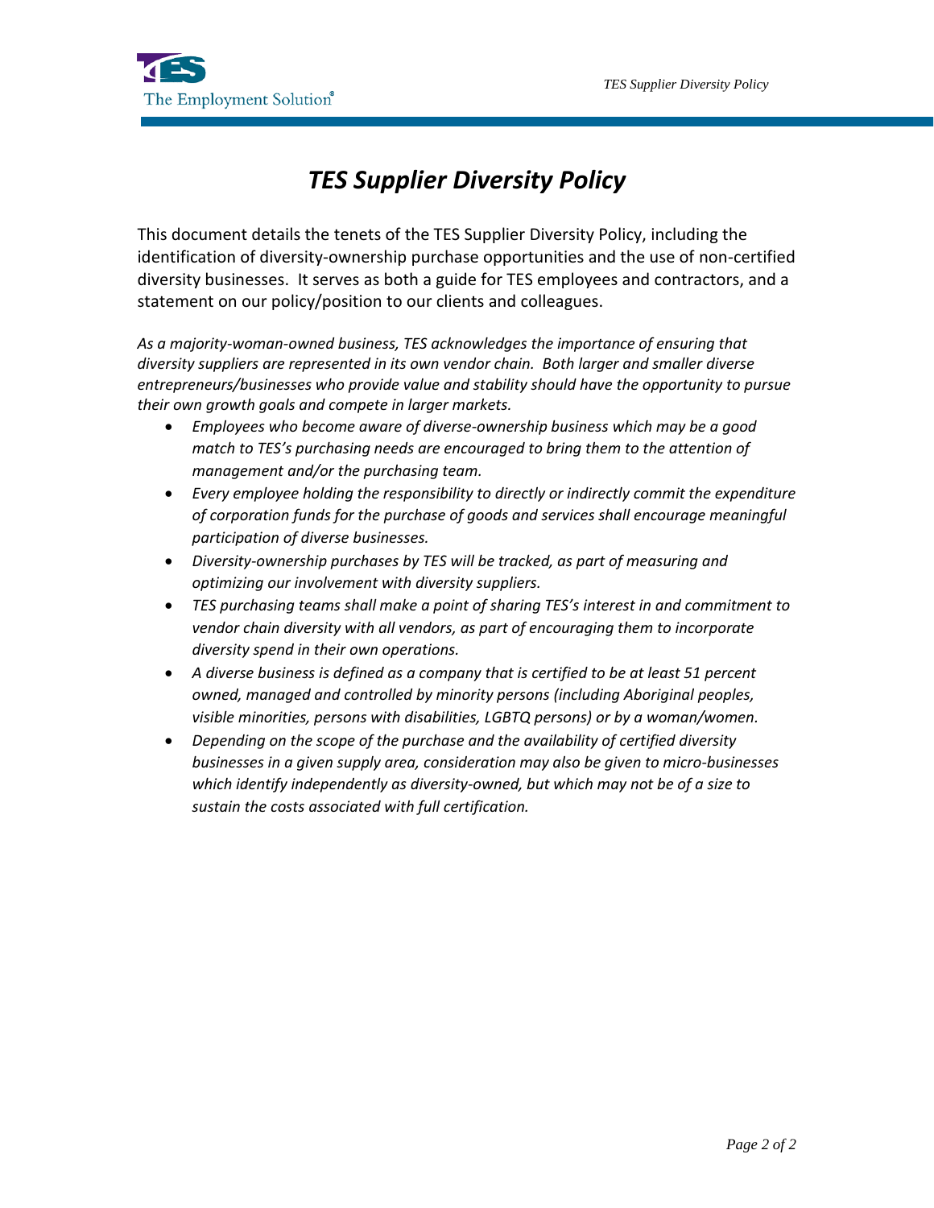# *TES Supplier Diversity Policy*

This document details the tenets of the TES Supplier Diversity Policy, including the identification of diversity-ownership purchase opportunities and the use of non-certified diversity businesses. It serves as both a guide for TES employees and contractors, and a statement on our policy/position to our clients and colleagues.

*As a majority-woman-owned business, TES acknowledges the importance of ensuring that diversity suppliers are represented in its own vendor chain. Both larger and smaller diverse entrepreneurs/businesses who provide value and stability should have the opportunity to pursue their own growth goals and compete in larger markets.*

- *Employees who become aware of diverse-ownership business which may be a good match to TES's purchasing needs are encouraged to bring them to the attention of management and/or the purchasing team.*
- *Every employee holding the responsibility to directly or indirectly commit the expenditure of corporation funds for the purchase of goods and services shall encourage meaningful participation of diverse businesses.*
- *Diversity-ownership purchases by TES will be tracked, as part of measuring and optimizing our involvement with diversity suppliers.*
- *TES purchasing teams shall make a point of sharing TES's interest in and commitment to vendor chain diversity with all vendors, as part of encouraging them to incorporate diversity spend in their own operations.*
- *A diverse business is defined as a company that is certified to be at least 51 percent owned, managed and controlled by minority persons (including Aboriginal peoples, visible minorities, persons with disabilities, LGBTQ persons) or by a woman/women.*
- *Depending on the scope of the purchase and the availability of certified diversity businesses in a given supply area, consideration may also be given to micro-businesses which identify independently as diversity-owned, but which may not be of a size to sustain the costs associated with full certification.*